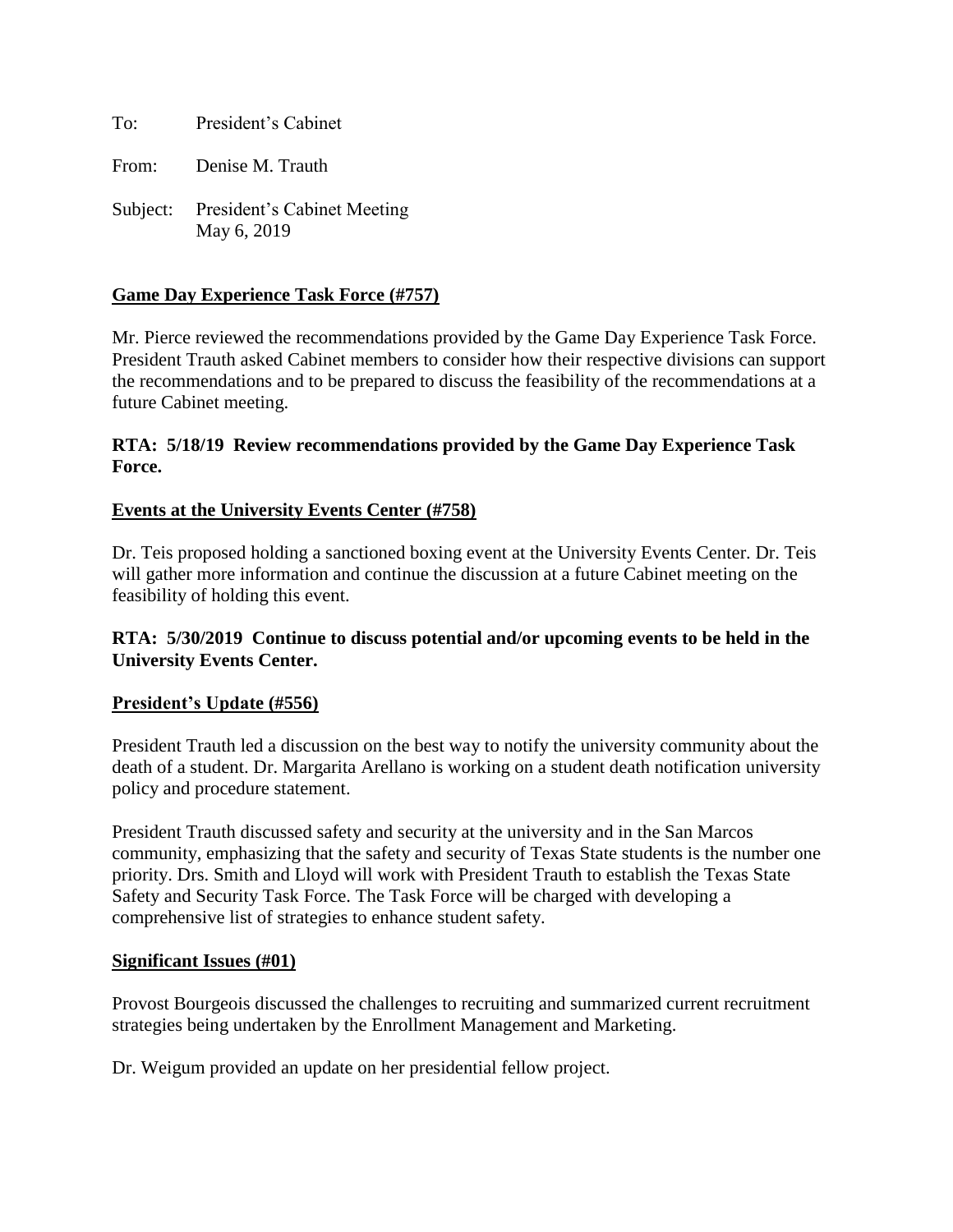To: President's Cabinet

From: Denise M. Trauth

Subject: President's Cabinet Meeting
May 6, 2019

**Game Day Experience Task Force (#757)**

Mr. Pierce reviewed the recommendations provided by the Game Day Experience Task Force. President Trauth asked Cabinet members to consider how their respective divisions can support the recommendations and to be prepared to discuss the feasibility of the recommendations at a future Cabinet meeting.

**RTA: 5/18/19 Review recommendations provided by the Game Day Experience Task Force.**

**Events at the University Events Center (#758)**

Dr. Teis proposed holding a sanctioned boxing event at the University Events Center. Dr. Teis will gather more information and continue the discussion at a future Cabinet meeting on the feasibility of holding this event.

**RTA: 5/30/2019 Continue to discuss potential and/or upcoming events to be held in the University Events Center.**

**President's Update (#556)**

President Trauth led a discussion on the best way to notify the university community about the death of a student. Dr. Margarita Arellano is working on a student death notification university policy and procedure statement.

President Trauth discussed safety and security at the university and in the San Marcos community, emphasizing that the safety and security of Texas State students is the number one priority. Drs. Smith and Lloyd will work with President Trauth to establish the Texas State Safety and Security Task Force. The Task Force will be charged with developing a comprehensive list of strategies to enhance student safety.

**Significant Issues (#01)**

Provost Bourgeois discussed the challenges to recruiting and summarized current recruitment strategies being undertaken by the Enrollment Management and Marketing.

Dr. Weigum provided an update on her presidential fellow project.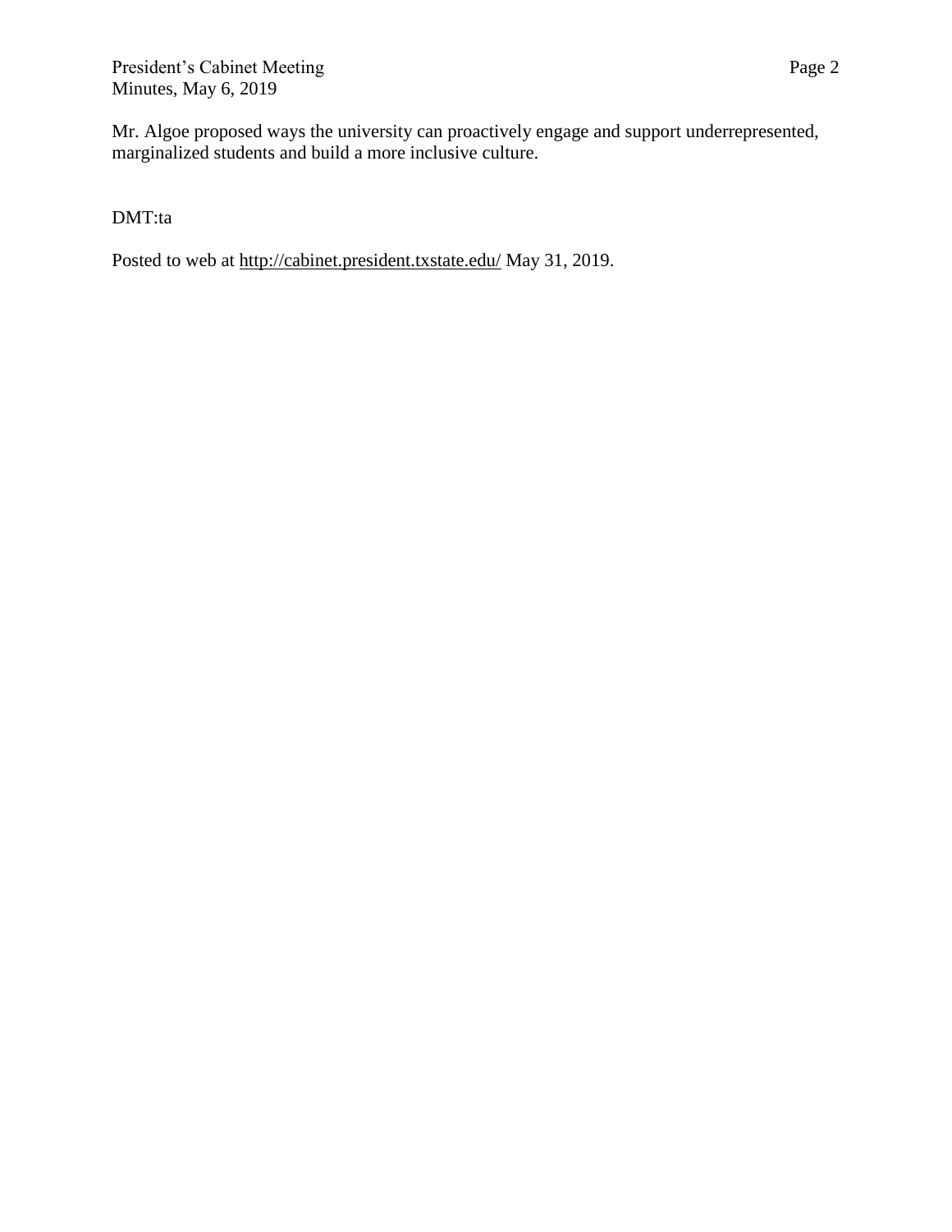Mr. Algoe proposed ways the university can proactively engage and support underrepresented, marginalized students and build a more inclusive culture.

DMT:ta

Posted to web at http://cabinet.president.txstate.edu/ May 31, 2019.